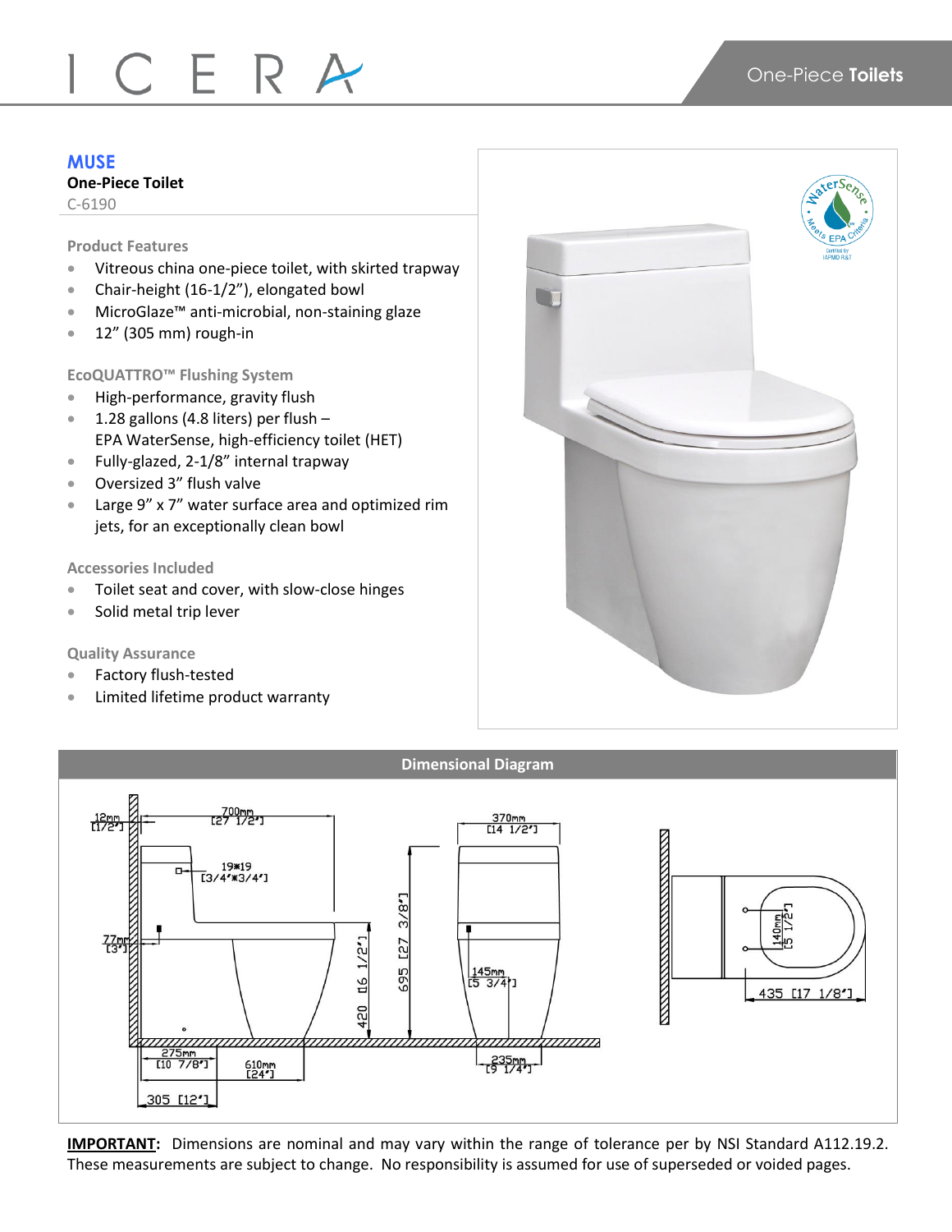ICERA

One-Piece **Toilets**

## MUSE

**One-Piece Toilet**

C-6190

### Product Features

- Vitreous china one-piece toilet, with skirted trapway
- Chair-height (16-1/2”), elongated bowl
- MicroGlaze™ anti-microbial, non-staining glaze
- 12” (305 mm) rough-in

### EcoQUATTRO™ Flushing System

- High-performance, gravity flush
- 1.28 gallons (4.8 liters) per flush – EPA WaterSense, high-efficiency toilet (HET)
- Fully-glazed, 2-1/8” internal trapway
- Oversized 3” flush valve
- Large 9” x 7” water surface area and optimized rim jets, for an exceptionally clean bowl

### Accessories Included

- Toilet seat and cover, with slow-close hinges
- Solid metal trip lever

### Quality Assurance

- Factory flush-tested
- Limited lifetime product warranty

WaterSense · Meets EPA Criteria · Certified by IAPMO R&T

### Dimensional Diagram

12mm [1/2"] · 700mm [27 1/2"] · 19*19 [3/4"*3/4"] · 77mm [3"] · 420 [16 1/2"] · 695 [27 3/8"] · 275mm [10 7/8"] · 610mm [24"] · 305 [12"] · 370mm [14 1/2"] · 145mm [5 3/4"] · 235mm [9 1/4"] · 140mm [5 1/2"] · 435 [17 1/8"]

**IMPORTANT:** Dimensions are nominal and may vary within the range of tolerance per by NSI Standard A112.19.2. These measurements are subject to change. No responsibility is assumed for use of superseded or voided pages.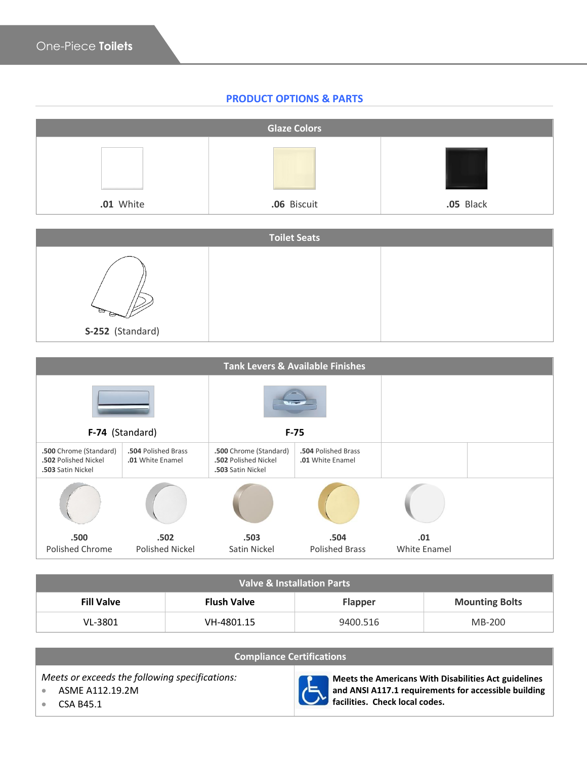## PRODUCT OPTIONS & PARTS

### Glaze Colors

| | | |
|---|---|---|
| **.01** White | **.06** Biscuit | **.05** Black |

### Toilet Seats

| | | |
|---|---|---|
| **S-252** (Standard) | | |

### Tank Levers & Available Finishes

| **F-74** (Standard) | | **F-75** | | | |
|---|---|---|---|---|---|
| **.500** Chrome (Standard)<br>**.502** Polished Nickel<br>**.503** Satin Nickel | **.504** Polished Brass<br>**.01** White Enamel | **.500** Chrome (Standard)<br>**.502** Polished Nickel<br>**.503** Satin Nickel | **.504** Polished Brass<br>**.01** White Enamel | | |

| | | | | |
|---|---|---|---|---|
| **.500**<br>Polished Chrome | **.502**<br>Polished Nickel | **.503**<br>Satin Nickel | **.504**<br>Polished Brass | **.01**<br>White Enamel |

### Valve & Installation Parts

| Fill Valve | Flush Valve | Flapper | Mounting Bolts |
|---|---|---|---|
| VL-3801 | VH-4801.15 | 9400.516 | MB-200 |

### Compliance Certifications

*Meets or exceeds the following specifications:*

- ASME A112.19.2M
- CSA B45.1

**Meets the Americans With Disabilities Act guidelines and ANSI A117.1 requirements for accessible building facilities. Check local codes.**